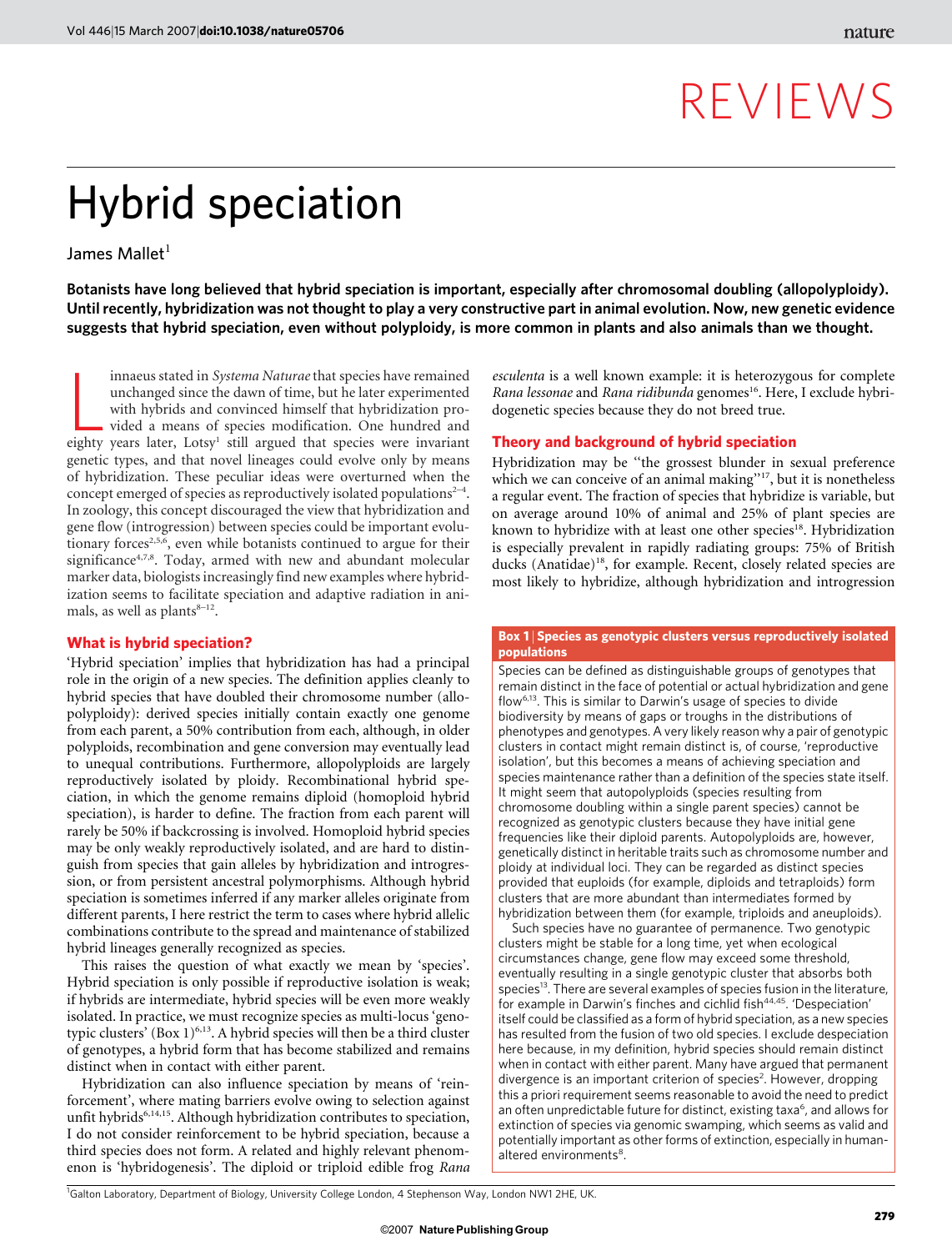# REVIEWS

# Hybrid speciation

James Mallet[1]

**Botanists have long believed that hybrid speciation is important, especially after chromosomal doubling (allopolyploidy). Until recently, hybridization was not thought to play a very constructive part in animal evolution. Now, new genetic evidence suggests that hybrid speciation, even without polyploidy, is more common in plants and also animals than we thought.**

Linnaeus stated in *Systema Naturae* that species have remained unchanged since the dawn of time, but he later experimented with hybrids and convinced himself that hybridization provided a means of species modification. One hundred and eighty years later, Lotsy[1] still argued that species were invariant genetic types, and that novel lineages could evolve only by means of hybridization. These peculiar ideas were overturned when the concept emerged of species as reproductively isolated populations[2–4]. In zoology, this concept discouraged the view that hybridization and gene flow (introgression) between species could be important evolutionary forces[2,5,6], even while botanists continued to argue for their significance[4,7,8]. Today, armed with new and abundant molecular marker data, biologists increasingly find new examples where hybridization seems to facilitate speciation and adaptive radiation in animals, as well as plants[8–12].

## What is hybrid speciation?

'Hybrid speciation' implies that hybridization has had a principal role in the origin of a new species. The definition applies cleanly to hybrid species that have doubled their chromosome number (allopolyploidy): derived species initially contain exactly one genome from each parent, a 50% contribution from each, although, in older polyploids, recombination and gene conversion may eventually lead to unequal contributions. Furthermore, allopolyploids are largely reproductively isolated by ploidy. Recombinational hybrid speciation, in which the genome remains diploid (homoploid hybrid speciation), is harder to define. The fraction from each parent will rarely be 50% if backcrossing is involved. Homoploid hybrid species may be only weakly reproductively isolated, and are hard to distinguish from species that gain alleles by hybridization and introgression, or from persistent ancestral polymorphisms. Although hybrid speciation is sometimes inferred if any marker alleles originate from different parents, I here restrict the term to cases where hybrid allelic combinations contribute to the spread and maintenance of stabilized hybrid lineages generally recognized as species.

This raises the question of what exactly we mean by 'species'. Hybrid speciation is only possible if reproductive isolation is weak; if hybrids are intermediate, hybrid species will be even more weakly isolated. In practice, we must recognize species as multi-locus 'genotypic clusters' (Box 1)[6,13]. A hybrid species will then be a third cluster of genotypes, a hybrid form that has become stabilized and remains distinct when in contact with either parent.

Hybridization can also influence speciation by means of 'reinforcement', where mating barriers evolve owing to selection against unfit hybrids[6,14,15]. Although hybridization contributes to speciation, I do not consider reinforcement to be hybrid speciation, because a third species does not form. A related and highly relevant phenomenon is 'hybridogenesis'. The diploid or triploid edible frog *Rana esculenta* is a well known example: it is heterozygous for complete *Rana lessonae* and *Rana ridibunda* genomes[16]. Here, I exclude hybridogenetic species because they do not breed true.

## Theory and background of hybrid speciation

Hybridization may be "the grossest blunder in sexual preference which we can conceive of an animal making"[17], but it is nonetheless a regular event. The fraction of species that hybridize is variable, but on average around 10% of animal and 25% of plant species are known to hybridize with at least one other species[18]. Hybridization is especially prevalent in rapidly radiating groups: 75% of British ducks (Anatidae)[18], for example. Recent, closely related species are most likely to hybridize, although hybridization and introgression

**Box 1 | Species as genotypic clusters versus reproductively isolated populations**

Species can be defined as distinguishable groups of genotypes that remain distinct in the face of potential or actual hybridization and gene flow[6,13]. This is similar to Darwin's usage of species to divide biodiversity by means of gaps or troughs in the distributions of phenotypes and genotypes. A very likely reason why a pair of genotypic clusters in contact might remain distinct is, of course, 'reproductive isolation', but this becomes a means of achieving speciation and species maintenance rather than a definition of the species state itself. It might seem that autopolyploids (species resulting from chromosome doubling within a single parent species) cannot be recognized as genotypic clusters because they have initial gene frequencies like their diploid parents. Autopolyploids are, however, genetically distinct in heritable traits such as chromosome number and ploidy at individual loci. They can be regarded as distinct species provided that euploids (for example, diploids and tetraploids) form clusters that are more abundant than intermediates formed by hybridization between them (for example, triploids and aneuploids).

Such species have no guarantee of permanence. Two genotypic clusters might be stable for a long time, yet when ecological circumstances change, gene flow may exceed some threshold, eventually resulting in a single genotypic cluster that absorbs both species[13]. There are several examples of species fusion in the literature, for example in Darwin's finches and cichlid fish[44,45]. 'Despeciation' itself could be classified as a form of hybrid speciation, as a new species has resulted from the fusion of two old species. I exclude despeciation here because, in my definition, hybrid species should remain distinct when in contact with either parent. Many have argued that permanent divergence is an important criterion of species[2]. However, dropping this a priori requirement seems reasonable to avoid the need to predict an often unpredictable future for distinct, existing taxa[6], and allows for extinction of species via genomic swamping, which seems as valid and potentially important as other forms of extinction, especially in human-altered environments[8].

[1]Galton Laboratory, Department of Biology, University College London, 4 Stephenson Way, London NW1 2HE, UK.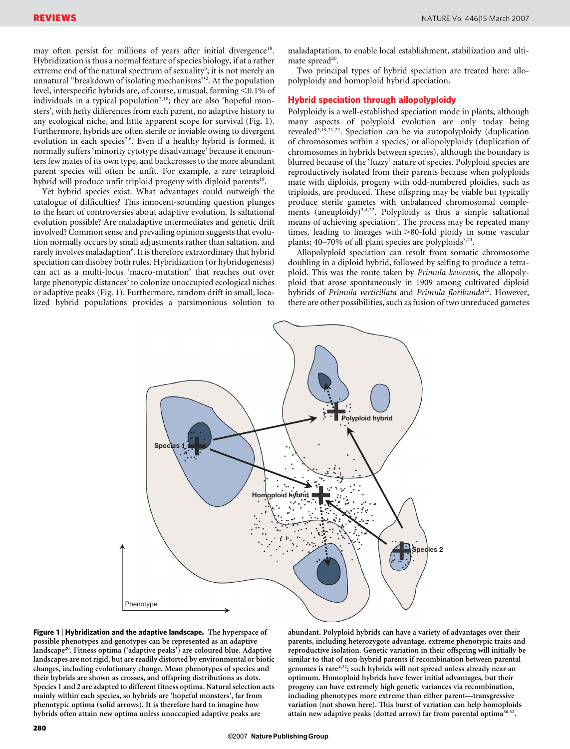may often persist for millions of years after initial divergence[18]. Hybridization is thus a normal feature of species biology, if at a rather extreme end of the natural spectrum of sexuality[5]; it is not merely an unnatural "breakdown of isolating mechanisms"[2]. At the population level, interspecific hybrids are, of course, unusual, forming <0.1% of individuals in a typical population[2,18]; they are also 'hopeful monsters', with hefty differences from each parent, no adaptive history to any ecological niche, and little apparent scope for survival (Fig. 1). Furthermore, hybrids are often sterile or inviable owing to divergent evolution in each species[2,6]. Even if a healthy hybrid is formed, it normally suffers 'minority cytotype disadvantage' because it encounters few mates of its own type, and backcrosses to the more abundant parent species will often be unfit. For example, a rare tetraploid hybrid will produce unfit triploid progeny with diploid parents[19].

Yet hybrid species exist. What advantages could outweigh the catalogue of difficulties? This innocent-sounding question plunges to the heart of controversies about adaptive evolution. Is saltational evolution possible? Are maladaptive intermediates and genetic drift involved? Common sense and prevailing opinion suggests that evolution normally occurs by small adjustments rather than saltation, and rarely involves maladaption[6]. It is therefore extraordinary that hybrid speciation can disobey both rules. Hybridization (or hybridogenesis) can act as a multi-locus 'macro-mutation' that reaches out over large phenotypic distances[5] to colonize unoccupied ecological niches or adaptive peaks (Fig. 1). Furthermore, random drift in small, localized hybrid populations provides a parsimonious solution to maladaptation, to enable local establishment, stabilization and ultimate spread[20].

Two principal types of hybrid speciation are treated here: allopolyploidy and homoploid hybrid speciation.

## Hybrid speciation through allopolyploidy

Polyploidy is a well-established speciation mode in plants, although many aspects of polyploid evolution are only today being revealed[3,19,21,22]. Speciation can be via autopolyploidy (duplication of chromosomes within a species) or allopolyploidy (duplication of chromosomes in hybrids between species), although the boundary is blurred because of the 'fuzzy' nature of species. Polyploid species are reproductively isolated from their parents because when polyploids mate with diploids, progeny with odd-numbered ploidies, such as triploids, are produced. These offspring may be viable but typically produce sterile gametes with unbalanced chromosomal complements (aneuploidy)[3,4,22]. Polyploidy is thus a simple saltational means of achieving speciation[4]. The process may be repeated many times, leading to lineages with >80-fold ploidy in some vascular plants; 40–70% of all plant species are polyploids[3,21].

Allopolyploid speciation can result from somatic chromosome doubling in a diploid hybrid, followed by selfing to produce a tetraploid. This was the route taken by *Primula kewensis*, the allopolyploid that arose spontaneously in 1909 among cultivated diploid hybrids of *Primula verticillata* and *Primula floribunda*[22]. However, there are other possibilities, such as fusion of two unreduced gametes

**Figure 1 | Hybridization and the adaptive landscape.** The hyperspace of possible phenotypes and genotypes can be represented as an adaptive landscape[20]. Fitness optima ('adaptive peaks') are coloured blue. Adaptive landscapes are not rigid, but are readily distorted by environmental or biotic changes, including evolutionary change. Mean phenotypes of species and their hybrids are shown as crosses, and offspring distributions as dots. Species 1 and 2 are adapted to different fitness optima. Natural selection acts mainly within each species, so hybrids are 'hopeful monsters', far from phenotypic optima (solid arrows). It is therefore hard to imagine how hybrids often attain new optima unless unoccupied adaptive peaks are abundant. Polyploid hybrids can have a variety of advantages over their parents, including heterozygote advantage, extreme phenotypic traits and reproductive isolation. Genetic variation in their offspring will initially be similar to that of non-hybrid parents if recombination between parental genomes is rare[4,22]; such hybrids will not spread unless already near an optimum. Homoploid hybrids have fewer initial advantages, but their progeny can have extremely high genetic variances via recombination, including phenotypes more extreme than either parent—transgressive variation (not shown here). This burst of variation can help homoploids attain new adaptive peaks (dotted arrow) far from parental optima[30,32].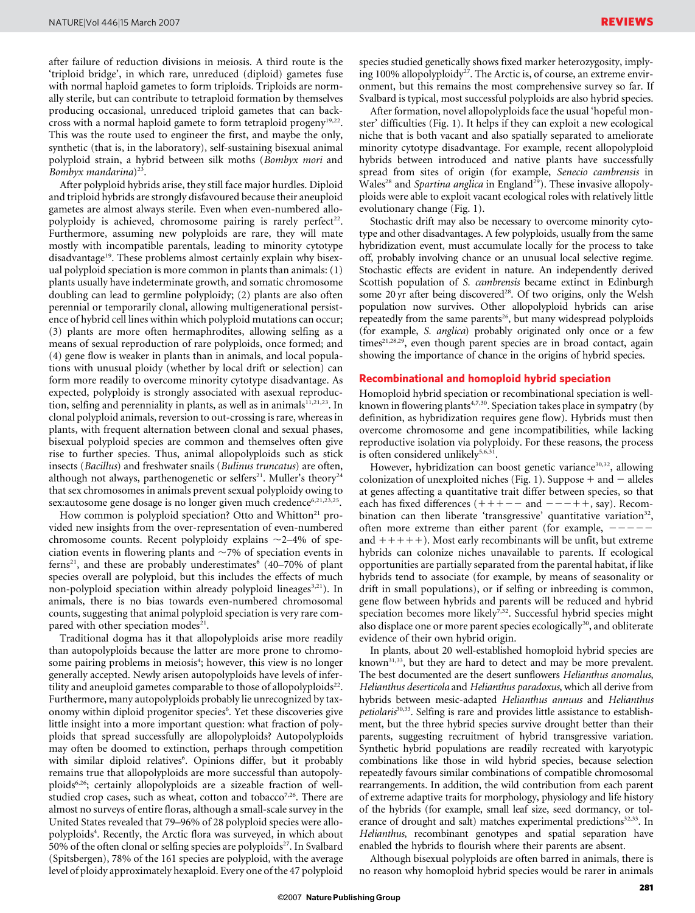after failure of reduction divisions in meiosis. A third route is the 'triploid bridge', in which rare, unreduced (diploid) gametes fuse with normal haploid gametes to form triploids. Triploids are normally sterile, but can contribute to tetraploid formation by themselves producing occasional, unreduced triploid gametes that can backcross with a normal haploid gamete to form tetraploid progeny[19,22]. This was the route used to engineer the first, and maybe the only, synthetic (that is, in the laboratory), self-sustaining bisexual animal polyploid strain, a hybrid between silk moths (*Bombyx mori* and *Bombyx mandarina*)[23].

After polyploid hybrids arise, they still face major hurdles. Diploid and triploid hybrids are strongly disfavoured because their aneuploid gametes are almost always sterile. Even when even-numbered allopolyploidy is achieved, chromosome pairing is rarely perfect[22]. Furthermore, assuming new polyploids are rare, they will mate mostly with incompatible parentals, leading to minority cytotype disadvantage[19]. These problems almost certainly explain why bisexual polyploid speciation is more common in plants than animals: (1) plants usually have indeterminate growth, and somatic chromosome doubling can lead to germline polyploidy; (2) plants are also often perennial or temporarily clonal, allowing multigenerational persistence of hybrid cell lines within which polyploid mutations can occur; (3) plants are more often hermaphrodites, allowing selfing as a means of sexual reproduction of rare polyploids, once formed; and (4) gene flow is weaker in plants than in animals, and local populations with unusual ploidy (whether by local drift or selection) can form more readily to overcome minority cytotype disadvantage. As expected, polyploidy is strongly associated with asexual reproduction, selfing and perenniality in plants, as well as in animals[11,21,23]. In clonal polyploid animals, reversion to out-crossing is rare, whereas in plants, with frequent alternation between clonal and sexual phases, bisexual polyploid species are common and themselves often give rise to further species. Thus, animal allopolyploids such as stick insects (*Bacillus*) and freshwater snails (*Bulinus truncatus*) are often, although not always, parthenogenetic or selfers[21]. Muller's theory[24] that sex chromosomes in animals prevent sexual polyploidy owing to sex:autosome gene dosage is no longer given much credence[6,21,23,25].

How common is polyploid speciation? Otto and Whitton[21] provided new insights from the over-representation of even-numbered chromosome counts. Recent polyploidy explains ~2–4% of speciation events in flowering plants and ~7% of speciation events in ferns[21], and these are probably underestimates[6] (40–70% of plant species overall are polyploid, but this includes the effects of much non-polyploid speciation within already polyploid lineages[3,21]). In animals, there is no bias towards even-numbered chromosomal counts, suggesting that animal polyploid speciation is very rare compared with other speciation modes[21].

Traditional dogma has it that allopolyploids arise more readily than autopolyploids because the latter are more prone to chromosome pairing problems in meiosis[4]; however, this view is no longer generally accepted. Newly arisen autopolyploids have levels of infertility and aneuploid gametes comparable to those of allopolyploids[22]. Furthermore, many autopolyploids probably lie unrecognized by taxonomy within diploid progenitor species[6]. Yet these discoveries give little insight into a more important question: what fraction of polyploids that spread successfully are allopolyploids? Autopolyploids may often be doomed to extinction, perhaps through competition with similar diploid relatives[6]. Opinions differ, but it probably remains true that allopolyploids are more successful than autopolyploids[6,26]; certainly allopolyploids are a sizeable fraction of well-studied crop cases, such as wheat, cotton and tobacco[7,26]. There are almost no surveys of entire floras, although a small-scale survey in the United States revealed that 79–96% of 28 polyploid species were allopolyploids[4]. Recently, the Arctic flora was surveyed, in which about 50% of the often clonal or selfing species are polyploids[27]. In Svalbard (Spitsbergen), 78% of the 161 species are polyploid, with the average level of ploidy approximately hexaploid. Every one of the 47 polyploid species studied genetically shows fixed marker heterozygosity, implying 100% allopolyploidy[27]. The Arctic is, of course, an extreme environment, but this remains the most comprehensive survey so far. If Svalbard is typical, most successful polyploids are also hybrid species.

After formation, novel allopolyploids face the usual 'hopeful monster' difficulties (Fig. 1). It helps if they can exploit a new ecological niche that is both vacant and also spatially separated to ameliorate minority cytotype disadvantage. For example, recent allopolyploid hybrids between introduced and native plants have successfully spread from sites of origin (for example, *Senecio cambrensis* in Wales[28] and *Spartina anglica* in England[29]). These invasive allopolyploids were able to exploit vacant ecological roles with relatively little evolutionary change (Fig. 1).

Stochastic drift may also be necessary to overcome minority cytotype and other disadvantages. A few polyploids, usually from the same hybridization event, must accumulate locally for the process to take off, probably involving chance or an unusual local selective regime. Stochastic effects are evident in nature. An independently derived Scottish population of *S. cambrensis* became extinct in Edinburgh some 20 yr after being discovered[28]. Of two origins, only the Welsh population now survives. Other allopolyploid hybrids can arise repeatedly from the same parents[26], but many widespread polyploids (for example, *S. anglica*) probably originated only once or a few times[21,28,29], even though parent species are in broad contact, again showing the importance of chance in the origins of hybrid species.

## Recombinational and homoploid hybrid speciation

Homoploid hybrid speciation or recombinational speciation is well-known in flowering plants[4,7,30]. Speciation takes place in sympatry (by definition, as hybridization requires gene flow). Hybrids must then overcome chromosome and gene incompatibilities, while lacking reproductive isolation via polyploidy. For these reasons, the process is often considered unlikely[5,6,31].

However, hybridization can boost genetic variance[30,32], allowing colonization of unexploited niches (Fig. 1). Suppose + and − alleles at genes affecting a quantitative trait differ between species, so that each has fixed differences (+++−− and −−−++, say). Recombination can then liberate 'transgressive' quantitative variation[32], often more extreme than either parent (for example, −−−−− and +++++). Most early recombinants will be unfit, but extreme hybrids can colonize niches unavailable to parents. If ecological opportunities are partially separated from the parental habitat, if like hybrids tend to associate (for example, by means of seasonality or drift in small populations), or if selfing or inbreeding is common, gene flow between hybrids and parents will be reduced and hybrid speciation becomes more likely[7,32]. Successful hybrid species might also displace one or more parent species ecologically[30], and obliterate evidence of their own hybrid origin.

In plants, about 20 well-established homoploid hybrid species are known[31,33], but they are hard to detect and may be more prevalent. The best documented are the desert sunflowers *Helianthus anomalus*, *Helianthus deserticola* and *Helianthus paradoxus*, which all derive from hybrids between mesic-adapted *Helianthus annuus* and *Helianthus petiolaris*[30,33]. Selfing is rare and provides little assistance to establishment, but the three hybrid species survive drought better than their parents, suggesting recruitment of hybrid transgressive variation. Synthetic hybrid populations are readily recreated with karyotypic combinations like those in wild hybrid species, because selection repeatedly favours similar combinations of compatible chromosomal rearrangements. In addition, the wild contribution from each parent of extreme adaptive traits for morphology, physiology and life history of the hybrids (for example, small leaf size, seed dormancy, or tolerance of drought and salt) matches experimental predictions[32,33]. In *Helianthus*, recombinant genotypes and spatial separation have enabled the hybrids to flourish where their parents are absent.

Although bisexual polyploids are often barred in animals, there is no reason why homoploid hybrid species would be rarer in animals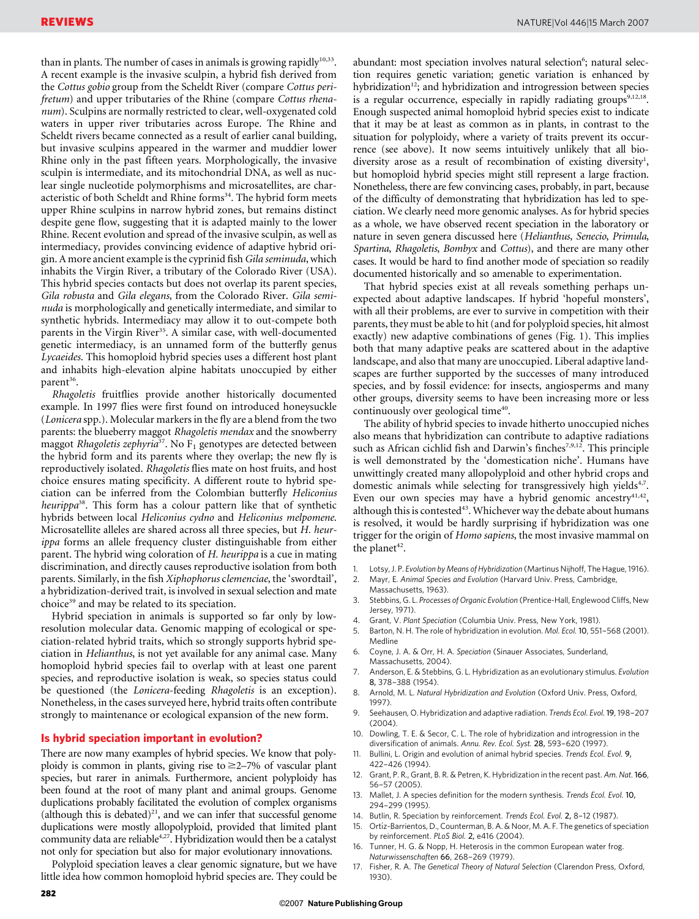than in plants. The number of cases in animals is growing rapidly[10,33]. A recent example is the invasive sculpin, a hybrid fish derived from the *Cottus gobio* group from the Scheldt River (compare *Cottus perifretum*) and upper tributaries of the Rhine (compare *Cottus rhenanum*). Sculpins are normally restricted to clear, well-oxygenated cold waters in upper river tributaries across Europe. The Rhine and Scheldt rivers became connected as a result of earlier canal building, but invasive sculpins appeared in the warmer and muddier lower Rhine only in the past fifteen years. Morphologically, the invasive sculpin is intermediate, and its mitochondrial DNA, as well as nuclear single nucleotide polymorphisms and microsatellites, are characteristic of both Scheldt and Rhine forms[34]. The hybrid form meets upper Rhine sculpins in narrow hybrid zones, but remains distinct despite gene flow, suggesting that it is adapted mainly to the lower Rhine. Recent evolution and spread of the invasive sculpin, as well as intermediacy, provides convincing evidence of adaptive hybrid origin. A more ancient example is the cyprinid fish *Gila seminuda*, which inhabits the Virgin River, a tributary of the Colorado River (USA). This hybrid species contacts but does not overlap its parent species, *Gila robusta* and *Gila elegans*, from the Colorado River. *Gila seminuda* is morphologically and genetically intermediate, and similar to synthetic hybrids. Intermediacy may allow it to out-compete both parents in the Virgin River[35]. A similar case, with well-documented genetic intermediacy, is an unnamed form of the butterfly genus *Lycaeides*. This homoploid hybrid species uses a different host plant and inhabits high-elevation alpine habitats unoccupied by either parent[36].

*Rhagoletis* fruitflies provide another historically documented example. In 1997 flies were first found on introduced honeysuckle (*Lonicera* spp.). Molecular markers in the fly are a blend from the two parents: the blueberry maggot *Rhagoletis mendax* and the snowberry maggot *Rhagoletis zephyria*[37]. No $F_1$ genotypes are detected between the hybrid form and its parents where they overlap; the new fly is reproductively isolated. *Rhagoletis* flies mate on host fruits, and host choice ensures mating specificity. A different route to hybrid speciation can be inferred from the Colombian butterfly *Heliconius heurippa*[38]. This form has a colour pattern like that of synthetic hybrids between local *Heliconius cydno* and *Heliconius melpomene*. Microsatellite alleles are shared across all three species, but *H. heurippa* forms an allele frequency cluster distinguishable from either parent. The hybrid wing coloration of *H. heurippa* is a cue in mating discrimination, and directly causes reproductive isolation from both parents. Similarly, in the fish *Xiphophorus clemenciae*, the 'swordtail', a hybridization-derived trait, is involved in sexual selection and mate choice[39] and may be related to its speciation.

Hybrid speciation in animals is supported so far only by low-resolution molecular data. Genomic mapping of ecological or speciation-related hybrid traits, which so strongly supports hybrid speciation in *Helianthus*, is not yet available for any animal case. Many homoploid hybrid species fail to overlap with at least one parent species, and reproductive isolation is weak, so species status could be questioned (the *Lonicera*-feeding *Rhagoletis* is an exception). Nonetheless, in the cases surveyed here, hybrid traits often contribute strongly to maintenance or ecological expansion of the new form.

## Is hybrid speciation important in evolution?

There are now many examples of hybrid species. We know that polyploidy is common in plants, giving rise to $\geq$2–7% of vascular plant species, but rarer in animals. Furthermore, ancient polyploidy has been found at the root of many plant and animal groups. Genome duplications probably facilitated the evolution of complex organisms (although this is debated)[21], and we can infer that successful genome duplications were mostly allopolyploid, provided that limited plant community data are reliable[4,27]. Hybridization would then be a catalyst not only for speciation but also for major evolutionary innovations.

Polyploid speciation leaves a clear genomic signature, but we have little idea how common homoploid hybrid species are. They could be abundant: most speciation involves natural selection[6]; natural selection requires genetic variation; genetic variation is enhanced by hybridization[12]; and hybridization and introgression between species is a regular occurrence, especially in rapidly radiating groups[9,12,18]. Enough suspected animal homoploid hybrid species exist to indicate that it may be at least as common as in plants, in contrast to the situation for polyploidy, where a variety of traits prevent its occurrence (see above). It now seems intuitively unlikely that all biodiversity arose as a result of recombination of existing diversity[1], but homoploid hybrid species might still represent a large fraction. Nonetheless, there are few convincing cases, probably, in part, because of the difficulty of demonstrating that hybridization has led to speciation. We clearly need more genomic analyses. As for hybrid species as a whole, we have observed recent speciation in the laboratory or nature in seven genera discussed here (*Helianthus*, *Senecio*, *Primula*, *Spartina*, *Rhagoletis*, *Bombyx* and *Cottus*), and there are many other cases. It would be hard to find another mode of speciation so readily documented historically and so amenable to experimentation.

That hybrid species exist at all reveals something perhaps unexpected about adaptive landscapes. If hybrid 'hopeful monsters', with all their problems, are ever to survive in competition with their parents, they must be able to hit (and for polyploid species, hit almost exactly) new adaptive combinations of genes (Fig. 1). This implies both that many adaptive peaks are scattered about in the adaptive landscape, and also that many are unoccupied. Liberal adaptive landscapes are further supported by the successes of many introduced species, and by fossil evidence: for insects, angiosperms and many other groups, diversity seems to have been increasing more or less continuously over geological time[40].

The ability of hybrid species to invade hitherto unoccupied niches also means that hybridization can contribute to adaptive radiations such as African cichlid fish and Darwin's finches[7,9,12]. This principle is well demonstrated by the 'domestication niche'. Humans have unwittingly created many allopolyploid and other hybrid crops and domestic animals while selecting for transgressively high yields[4,7]. Even our own species may have a hybrid genomic ancestry[41,42], although this is contested[43]. Whichever way the debate about humans is resolved, it would be hardly surprising if hybridization was one trigger for the origin of *Homo sapiens*, the most invasive mammal on the planet[42].

1. Lotsy, J. P. *Evolution by Means of Hybridization* (Martinus Nijhoff, The Hague, 1916).
2. Mayr, E. *Animal Species and Evolution* (Harvard Univ. Press, Cambridge, Massachusetts, 1963).
3. Stebbins, G. L. *Processes of Organic Evolution* (Prentice-Hall, Englewood Cliffs, New Jersey, 1971).
4. Grant, V. *Plant Speciation* (Columbia Univ. Press, New York, 1981).
5. Barton, N. H. The role of hybridization in evolution. *Mol. Ecol.* **10**, 551–568 (2001). Medline
6. Coyne, J. A. & Orr, H. A. *Speciation* (Sinauer Associates, Sunderland, Massachusetts, 2004).
7. Anderson, E. & Stebbins, G. L. Hybridization as an evolutionary stimulus. *Evolution* **8**, 378–388 (1954).
8. Arnold, M. L. *Natural Hybridization and Evolution* (Oxford Univ. Press, Oxford, 1997).
9. Seehausen, O. Hybridization and adaptive radiation. *Trends Ecol. Evol.* **19**, 198–207 (2004).
10. Dowling, T. E. & Secor, C. L. The role of hybridization and introgression in the diversification of animals. *Annu. Rev. Ecol. Syst.* **28**, 593–620 (1997).
11. Bullini, L. Origin and evolution of animal hybrid species. *Trends Ecol. Evol.* **9**, 422–426 (1994).
12. Grant, P. R., Grant, B. R. & Petren, K. Hybridization in the recent past. *Am. Nat.* **166**, 56–57 (2005).
13. Mallet, J. A species definition for the modern synthesis. *Trends Ecol. Evol.* **10**, 294–299 (1995).
14. Butlin, R. Speciation by reinforcement. *Trends Ecol. Evol.* **2**, 8–12 (1987).
15. Ortíz-Barrientos, D., Counterman, B. A. & Noor, M. A. F. The genetics of speciation by reinforcement. *PLoS Biol.* **2**, e416 (2004).
16. Tunner, H. G. & Nopp, H. Heterosis in the common European water frog. *Naturwissenschaften* **66**, 268–269 (1979).
17. Fisher, R. A. *The Genetical Theory of Natural Selection* (Clarendon Press, Oxford, 1930).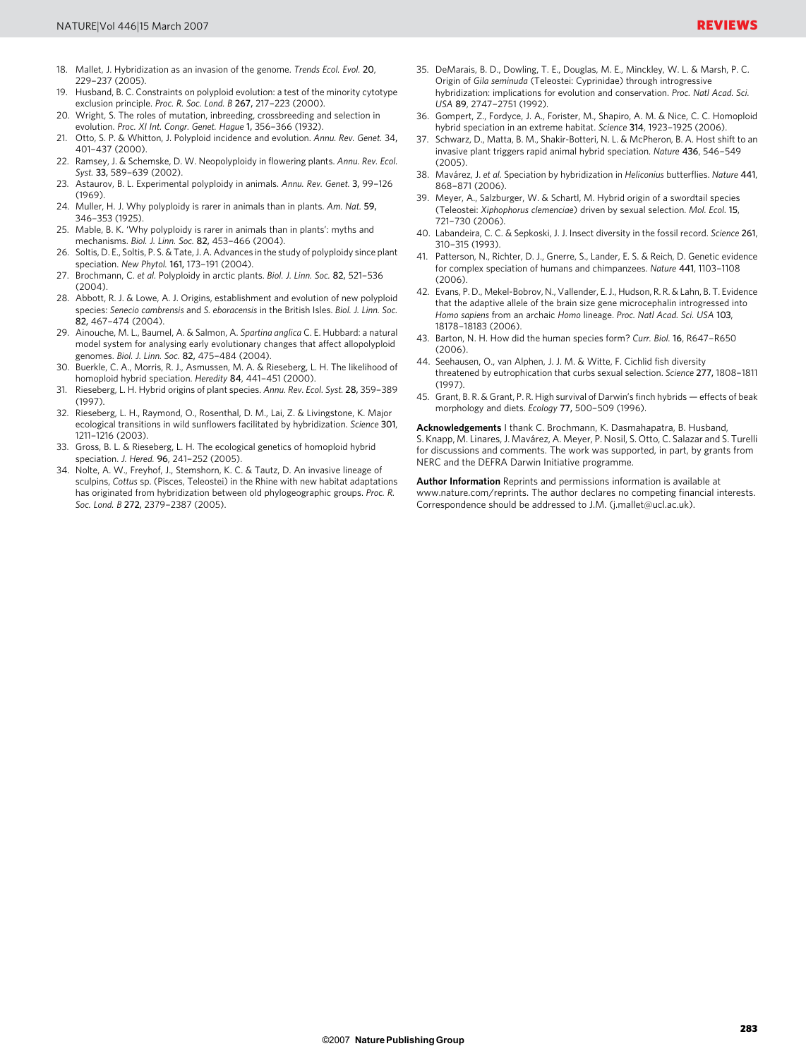18. Mallet, J. Hybridization as an invasion of the genome. *Trends Ecol. Evol.* **20**, 229–237 (2005).
19. Husband, B. C. Constraints on polyploid evolution: a test of the minority cytotype exclusion principle. *Proc. R. Soc. Lond. B* **267**, 217–223 (2000).
20. Wright, S. The roles of mutation, inbreeding, crossbreeding and selection in evolution. *Proc. XI Int. Congr. Genet. Hague* **1**, 356–366 (1932).
21. Otto, S. P. & Whitton, J. Polyploid incidence and evolution. *Annu. Rev. Genet.* **34**, 401–437 (2000).
22. Ramsey, J. & Schemske, D. W. Neopolyploidy in flowering plants. *Annu. Rev. Ecol. Syst.* **33**, 589–639 (2002).
23. Astaurov, B. L. Experimental polyploidy in animals. *Annu. Rev. Genet.* **3**, 99–126 (1969).
24. Muller, H. J. Why polyploidy is rarer in animals than in plants. *Am. Nat.* **59**, 346–353 (1925).
25. Mable, B. K. 'Why polyploidy is rarer in animals than in plants': myths and mechanisms. *Biol. J. Linn. Soc.* **82**, 453–466 (2004).
26. Soltis, D. E., Soltis, P. S. & Tate, J. A. Advances in the study of polyploidy since plant speciation. *New Phytol.* **161**, 173–191 (2004).
27. Brochmann, C. *et al.* Polyploidy in arctic plants. *Biol. J. Linn. Soc.* **82**, 521–536 (2004).
28. Abbott, R. J. & Lowe, A. J. Origins, establishment and evolution of new polyploid species: *Senecio cambrensis* and *S. eboracensis* in the British Isles. *Biol. J. Linn. Soc.* **82**, 467–474 (2004).
29. Ainouche, M. L., Baumel, A. & Salmon, A. *Spartina anglica* C. E. Hubbard: a natural model system for analysing early evolutionary changes that affect allopolyploid genomes. *Biol. J. Linn. Soc.* **82**, 475–484 (2004).
30. Buerkle, C. A., Morris, R. J., Asmussen, M. A. & Rieseberg, L. H. The likelihood of homoploid hybrid speciation. *Heredity* **84**, 441–451 (2000).
31. Rieseberg, L. H. Hybrid origins of plant species. *Annu. Rev. Ecol. Syst.* **28**, 359–389 (1997).
32. Rieseberg, L. H., Raymond, O., Rosenthal, D. M., Lai, Z. & Livingstone, K. Major ecological transitions in wild sunflowers facilitated by hybridization. *Science* **301**, 1211–1216 (2003).
33. Gross, B. L. & Rieseberg, L. H. The ecological genetics of homoploid hybrid speciation. *J. Hered.* **96**, 241–252 (2005).
34. Nolte, A. W., Freyhof, J., Stemshorn, K. C. & Tautz, D. An invasive lineage of sculpins, *Cottus* sp. (Pisces, Teleostei) in the Rhine with new habitat adaptations has originated from hybridization between old phylogeographic groups. *Proc. R. Soc. Lond. B* **272**, 2379–2387 (2005).
35. DeMarais, B. D., Dowling, T. E., Douglas, M. E., Minckley, W. L. & Marsh, P. C. Origin of *Gila seminuda* (Teleostei: Cyprinidae) through introgressive hybridization: implications for evolution and conservation. *Proc. Natl Acad. Sci. USA* **89**, 2747–2751 (1992).
36. Gompert, Z., Fordyce, J. A., Forister, M., Shapiro, A. M. & Nice, C. C. Homoploid hybrid speciation in an extreme habitat. *Science* **314**, 1923–1925 (2006).
37. Schwarz, D., Matta, B. M., Shakir-Botteri, N. L. & McPheron, B. A. Host shift to an invasive plant triggers rapid animal hybrid speciation. *Nature* **436**, 546–549 (2005).
38. Mavárez, J. *et al.* Speciation by hybridization in *Heliconius* butterflies. *Nature* **441**, 868–871 (2006).
39. Meyer, A., Salzburger, W. & Schartl, M. Hybrid origin of a swordtail species (Teleostei: *Xiphophorus clemenciae*) driven by sexual selection. *Mol. Ecol.* **15**, 721–730 (2006).
40. Labandeira, C. C. & Sepkoski, J. J. Insect diversity in the fossil record. *Science* **261**, 310–315 (1993).
41. Patterson, N., Richter, D. J., Gnerre, S., Lander, E. S. & Reich, D. Genetic evidence for complex speciation of humans and chimpanzees. *Nature* **441**, 1103–1108 (2006).
42. Evans, P. D., Mekel-Bobrov, N., Vallender, E. J., Hudson, R. R. & Lahn, B. T. Evidence that the adaptive allele of the brain size gene microcephalin introgressed into *Homo sapiens* from an archaic *Homo* lineage. *Proc. Natl Acad. Sci. USA* **103**, 18178–18183 (2006).
43. Barton, N. H. How did the human species form? *Curr. Biol.* **16**, R647–R650 (2006).
44. Seehausen, O., van Alphen, J. J. M. & Witte, F. Cichlid fish diversity threatened by eutrophication that curbs sexual selection. *Science* **277**, 1808–1811 (1997).
45. Grant, B. R. & Grant, P. R. High survival of Darwin's finch hybrids — effects of beak morphology and diets. *Ecology* **77**, 500–509 (1996).

**Acknowledgements** I thank C. Brochmann, K. Dasmahapatra, B. Husband, S. Knapp, M. Linares, J. Mavárez, A. Meyer, P. Nosil, S. Otto, C. Salazar and S. Turelli for discussions and comments. The work was supported, in part, by grants from NERC and the DEFRA Darwin Initiative programme.

**Author Information** Reprints and permissions information is available at www.nature.com/reprints. The author declares no competing financial interests. Correspondence should be addressed to J.M. (j.mallet@ucl.ac.uk).